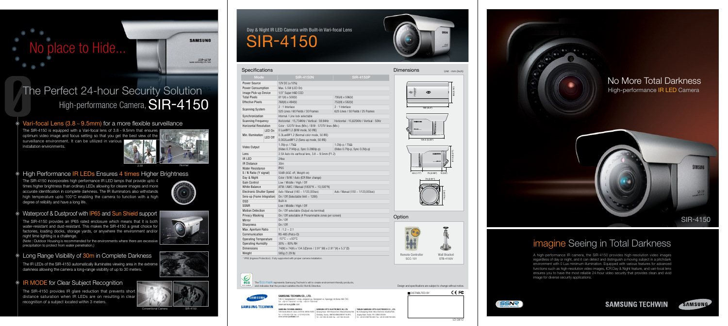# No place to Hide...

# The Perfect 24-hour Security Solution

## High-performance Camera, SIR-4150

### Vari-focal Lens (3.8 ~ 9.5mm) for a more flexible surveillance

The SIR-4150 is equipped with a Vari-focal lens of 3.8 ~ 9.5mm that ensures optimum video image and focus setting so that you get the best view of the surveillance environment. It can be utilized in various installation environments.

2.5X Normal

### High Performance IR LEDs Ensures 4 times Higher Brightness

The SIR-4150 incorporates high performance IR LED lamps that provide up to 4 times higher brightness than ordinary LEDs allowing for clearer images and more accurate identification in complete darkness. The IR illuminators also withstands high temperature upto 100°C enabling the camera to function with a high degree of relibility and have a long life.

### Waterproof & Dustproof with IP65 and Sun Shield support

The SIR-4150 provides an IP65 rated enclosure which means that it is both water-resistant and dust-resistant. This makes the SIR-4150 a great choice for factories, loading docks, storage yards, or anywhere the environment and/or night time lighting is a challenge.
(Note : Outdoor Housing is recommended for the environments where there are excessive precipitation to protect from water penetration.)

### Long Range Visibility of 30m in Complete Darkness

The IR LEDs of the SIR-4150 automatically illuminates viewing area in the extreme darkness allowing the camera a long-range visibility of up to 30 meters.

### IR MODE for Clear Subject Recognition

The SIR-4150 provides IR glare reduction that prevents short distance saturation when IR LEDs are on resulting in clear recognition of a subject located within 3 meters.

Conventional Camera SIR-4150

# Day & Night IR LED Camera with Built-in Vari-focal Lens

# SIR-4150

## Specifications

| Mode | | SIR-4150N | SIR-4150P |
|---|---|---|---|
| Power Source | | 12V DC (±10%) | |
| Power Consumption | | Max. 5.5W (LED On) | |
| Image Pick-up Device | | 1/3" Super HAD CCD | |
| Total Pixels | | 811(H) x 508(V) | 795(H) x 596(V) |
| Effective Pixels | | 768(H) x 494(V) | 752(H) x 582(V) |
| Scanning System | | 2 : 1 Interlace<br>525 Lines / 60 Fields / 30 Frames | 2 : 1 Interlace<br>625 Lines / 50 Fields / 25 Frames |
| Synchronization | | Internal / Line lock selectable | |
| Scanning Frequency | | Horizontal : 15,734KHz / Vertical : 59.94Hz | Horizontal : 15,625KHz / Vertical : 50Hz |
| Horizontal Resolution | | Color : 520TV lines (Min.) / B/W : 570TV lines (Min.) | |
| Min. Illumination | LED On | 0 Lux@F1.2 (B/W mode, 50 IRE) | |
| | LED Off | 0.3Lux@F1.2 (Normal color mode, 50 IRE)<br>0.002Lux@F1.2 (Sens-up mode, 50 IRE) | |
| Video Output | | 1.0Vp-p / 75Ω<br>(Video 0.714Vp-p, Sync 0.286Vp-p) | 1.0Vp-p / 75Ω<br>(Video 0.7Vp-p, Sync 0.3Vp-p) |
| Lens | | 2.5X Auto iris varifocal lens, 3.8 ~ 9.5mm (F1.2) | |
| IR LED | | 24ea | |
| IR Distance | | 30m | |
| Water Resistance | | IP65 | |
| S / N Ratio (Y signal) | | 50dB (AGC off, Weight on) | |
| Day & Night | | Color / B/W / Auto (ICR filter change) | |
| Gain Control | | Low / Middle / High / Off | |
| White Balance | | ATW / AWC / Manual (1800°K ~ 10,500°K) | |
| Electronic Shutter Speed | | Auto / Manual (1/60 ~ 1/120,000sec) | Auto / Manual (1/50 ~ 1/120,000sec) |
| Sens-up (Frame Integration) | | On / Off (Selectable limit ~ 128X) | |
| OSD | | Built-in | |
| SSNR | | Low / Middle / High / Off | |
| Motion Detection | | On / Off selectable (Output via terminal) | |
| Privacy Masking | | On / Off selectable (4 Programmable zones per screen) | |
| Mirror | | On / Off | |
| Sharpness | | On / Off | |
| Max. Aperture Ratio | | 1 : 1.2 ~ 2.1 | |
| Communication | | RS-485 (Pelco-D) | |
| Operating Temperature | | -10°C ~ +50°C | |
| Operating Humidity | | 30% ~ 80% RH | |
| Dimensions | | 74(W) x 74(H) x 134.5(D)mm / 2.91"(W) x 2.91"(H) x 5.3"(D) | |
| Weight | | 585g (1.29 lb) | |

* IP65 (Ingress Protection) : Fully supported with proper camera installation.

## Dimensions

Unit : mm (inch)

## Option

Remote Controller SCC-101

Wall Bracket STB-4150V

The Eco mark represents Samsung Techwin's will to create environment-friendly products, and indicates that the product satisfies the EU RoHS Directive.

Design and specifications are subject to change without notice.

SAMSUNG TECHWIN CO., LTD.

DISTRIBUTED BY

# No More Total Darkness

## High-performance IR LED Camera

SIR-4150

# imagine Seeing in Total Darkness

A high-performance IR camera, the SIR-4150 provides high-resolution video images regardless of day or night, and it can detect and distinguish a moving subject in a pitchdark environment with 0 Lux minimum illumination. Equipped with various features for advanced functions such as high-resolution video images, ICR Day & Night feature, and vari-focal lens ensures you to have the most reliable 24-hour video security that provides clean and vivid image for diverse security applications.

SAMSUNG TECHWIN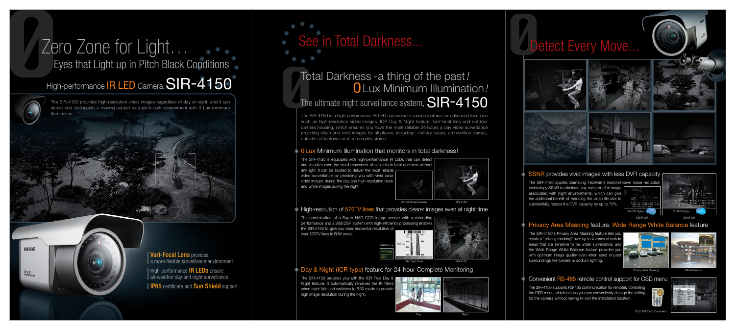# Zero Zone for Light...

## Eyes that Light up in Pitch Black Conditions

## High-performance IR LED Camera, SIR-4150

The SIR-4150 provides high-resolution video images regardless of day or night, and it can detect and distinguish a moving subject in a pitch-dark environment with 0 Lux minimum illumination.

**Vari-Focal Lens** provides a more flexible surveillance environment

High-performance **IR LEDs** ensure all-weather day and night surveillance

**IP65** certificate and **Sun Shield** support

# See in Total Darkness...

## Total Darkness - a thing of the past! 0 Lux Minimum Illumination!

## The ultimate night surveillance system, SIR-4150

The SIR-4150 is a high-performance IR LED camera with various features for advanced functions such as high-resolution video images, ICR Day & Night feature, Vari-focal lens and outdoor camera housing, which ensures you have the most reliable 24-hours a day video surveillance providing clean and vivid images for all places, including : military bases, ammunition dumps, outskirts of factories and commodity stores.

### 0 Lux Minimum Illumination that monitors in total darkness!

The SIR-4150 is equipped with high-performance IR LEDs that can detect and visualize even the small movement of subjects in total darkness without any light. It can be trusted to deliver the most reliable video surveillance by providing you with vivid color video images during the day and high resolution black and white images during the night.

Conventional Camera

SIR-4150

### High-resolution of 570TV lines that provides clearer images even at night time

The combination of a Super HAD CCD image sensor with outstanding performance and a WIII DSP system with high-efficiency processing enables the SIR-4150 to give you clear horizontal resolution of over 570TV lines in B/W mode.

WIII DSP chip

EIAJ Test Chart

SIR-4150

### Day & Night (ICR type) feature for 24-hour Complete Monitoring

The SIR-4150 provides you with the ICR True Day & Night feature. It automatically removes the IR filters when night falls and switches to B/W mode to provide high image resolution during the night.

Day

Night

# Detect Every Move...

### SSNR provides vivid images with less DVR capacity

The SIR-4150 applies Samsung Techwin's world-renown noise reduction technology SSNR to eliminate any noise or after image associated with night environments, which can give the additional benefit of reducing the video file size to substantially reduce the DVR capacity by up to 70%.

84,032 Bytes

25,803 Bytes

SSNR Off

SSNR On

### Privacy Area Masking feature. Wide Range White Balance feature

The SIR-4150's Privacy Area Masking feature lets you create a "privacy masking" over up to 4 zones of certain areas that are sensitive to be under surveillance, and the Wide Range White Balance feature provides you with optimum image quality even when used in poor surroundings like tunnels or sodium lighting.

Privacy Area Masking

White Balance

### Convenient RS-485 remote control support for OSD menu

The SIR-4150 supports RS-485 communication for remotely controlling the OSD menu, which means you can conveniently change the setting for the camera without having to visit the installation location.

SCC-101 (OSD Controller)